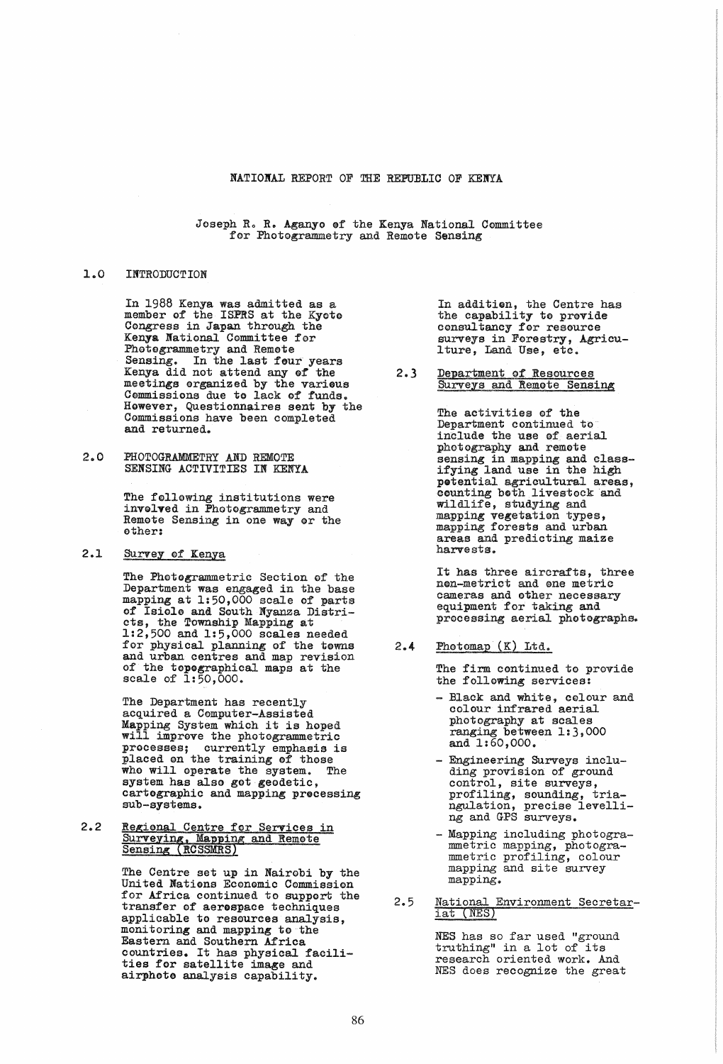# NATIONAL REPORT OF THE REPUBLIC OF KENYA

Joseph R. R. Aganyo of the Kenya National Committee for Photogrammetry and Remote Sensing

## 1.0 INTRODUCTION

In 1988 Kenya was admitted as a member of the ISPRS at the Kyoto Congress in Japan through the Kenya National Committee for Photogrammetry and Remote Sensing. In the last four years Kenya did not attend any of the meetings organized by the various Commissions due to lack of funds. However, Questionnaires sent by the Commissions have been completed and returned.

## 2.0 PHOTOGRAMMETRY AND REMOTE SENSING ACTIVITIES IN KENYA

The following institutions were involved in Photogrammetry and Remote Sensing in one way or the other:

### 2.1 Survey of Kenya

The Photogrammetric Section of the Department was engaged in the base mapping at 1:50,000 scale of parts of Isiolo and South Nyanza Districts, the Township Mapping at 1:2,500 and 1:5,000 scales needed for physical planning of the towns and urban centres and map revision of the topographical maps at the scale of 1:50,000.

The Department has recently acquired a Computer-Assisted Mapping System which it is hoped will improve the photogrammetric processes; currently emphasis is placed on the training of those who will operate the system. The system has also got geodetic, cartographic and mapping processing sub-systems.

### 2.2 Regional Centre for Services in Surveying, Mapping and Remote Sensing (RCSSMRS)

The Centre set up in Nairobi by the United Nations Economic Commission for Africa continued to support the transfer of aerospace techniques applicable to resources analysis, monitoring and mapping to the Eastern and Southern Africa countries. It has physical facilities for satellite image and airphoto analysis capability.

In addition, the Centre has the capability to provide consultancy for resource surveys in Forestry, Agriculture, Land Use, etc.

### 2.3 Department of Resources Surveys and Remote Sensing

The activities of the Department continued to include the use of aerial photography and remote sensing in mapping and classifying land use in the high potential agricultural areas, counting both livestock and wildlife, studying and mapping vegetation types, mapping forests and urban areas and predicting maize harvests.

It has three aircrafts, three non-metrict and one metric cameras and other necessary equipment for taking and processing aerial photographs.

### 2.4 Photomap (K) Ltd.

The firm continued to provide the following services:

- Black and white, colour and colour infrared aerial photography at scales ranging between 1:3,000 and 1:60,000.
- Engineering Surveys including provision of ground control, site surveys, profiling, sounding, triangulation, precise levelling and GPS surveys.
- Mapping including photogrammetric mapping, photogrammetric profiling, colour mapping and site survey mapping.

### 2.5 National Environment Secretariat (NES)

NES has so far used "ground truthing" in a lot of its research oriented work. And NES does recognize the great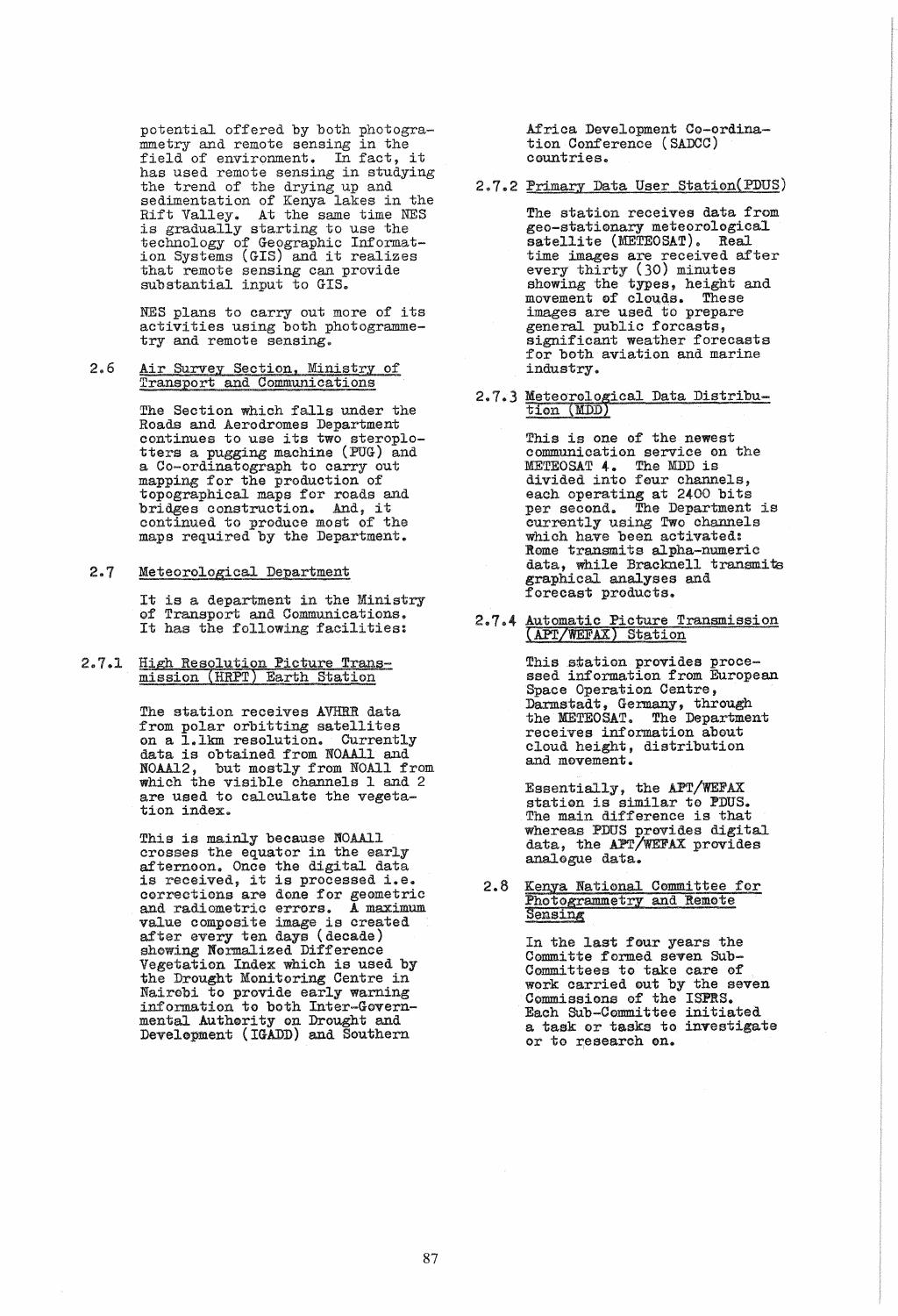potential offered by both photogrammetry and remote sensing in the field of environment. In fact, it has used remote sensing in studying the trend of the drying up and sedimentation of Kenya lakes in the Rift Valley. At the same time NES is gradually starting to use the technology of Geographic Information Systems (GIS) and it realizes that remote sensing can provide substantial input to GIS.

NES plans to carry out more of its activities using both photogrammetry and remote sensing.

## 2.6 Air Survey Section, Ministry of Transport and Communications

The Section which falls under the Roads and Aerodromes Department continues to use its two stereoplotters a pugging machine (PUG) and a Co-ordinatograph to carry out mapping for the production of topographical maps for roads and bridges construction. And, it continued to produce most of the maps required by the Department.

## 2.7 Meteorological Department

It is a department in the Ministry of Transport and Communications. It has the following facilities:

### 2.7.1 High Resolution Picture Transmission (HRPT) Earth Station

The station receives AVHRR data from polar orbitting satellites on a 1.1km resolution. Currently data is obtained from NOAA11 and NOAA12, but mostly from NOA11 from which the visible channels 1 and 2 are used to calculate the vegetation index.

This is mainly because NOAA11 crosses the equator in the early afternoon. Once the digital data is received, it is processed i.e. corrections are done for geometric and radiometric errors. A maximum value composite image is created after every ten days (decade) showing Normalized Difference Vegetation Index which is used by the Drought Monitoring Centre in Nairobi to provide early warning information to both Inter-Governmental Authority on Drought and Development (IGADD) and Southern Africa Development Co-ordination Conference (SADCC) countries.

### 2.7.2 Primary Data User Station(PDUS)

The station receives data from geo-stationary meteorological satellite (METEOSAT). Real time images are received after every thirty (30) minutes showing the types, height and movement of clouds. These images are used to prepare general public forcasts, significant weather forecasts for both aviation and marine industry.

### 2.7.3 Meteorological Data Distribution (MDD)

This is one of the newest communication service on the METEOSAT 4. The MDD is divided into four channels, each operating at 2400 bits per second. The Department is currently using Two channels which have been activated: Rome transmits alpha-numeric data, while Bracknell transmits graphical analyses and forecast products.

### 2.7.4 Automatic Picture Transmission (APT/WEFAX) Station

This station provides processed information from European Space Operation Centre, Darmstadt, Germany, through the METEOSAT. The Department receives information about cloud height, distribution and movement.

Essentially, the APT/WEFAX station is similar to PDUS. The main difference is that whereas PDUS provides digital data, the APT/WEFAX provides analogue data.

## 2.8 Kenya National Committee for Photogrammetry and Remote Sensing

In the last four years the Committe formed seven Sub-Committees to take care of work carried out by the seven Commissions of the ISPRS. Each Sub-Committee initiated a task or tasks to investigate or to research on.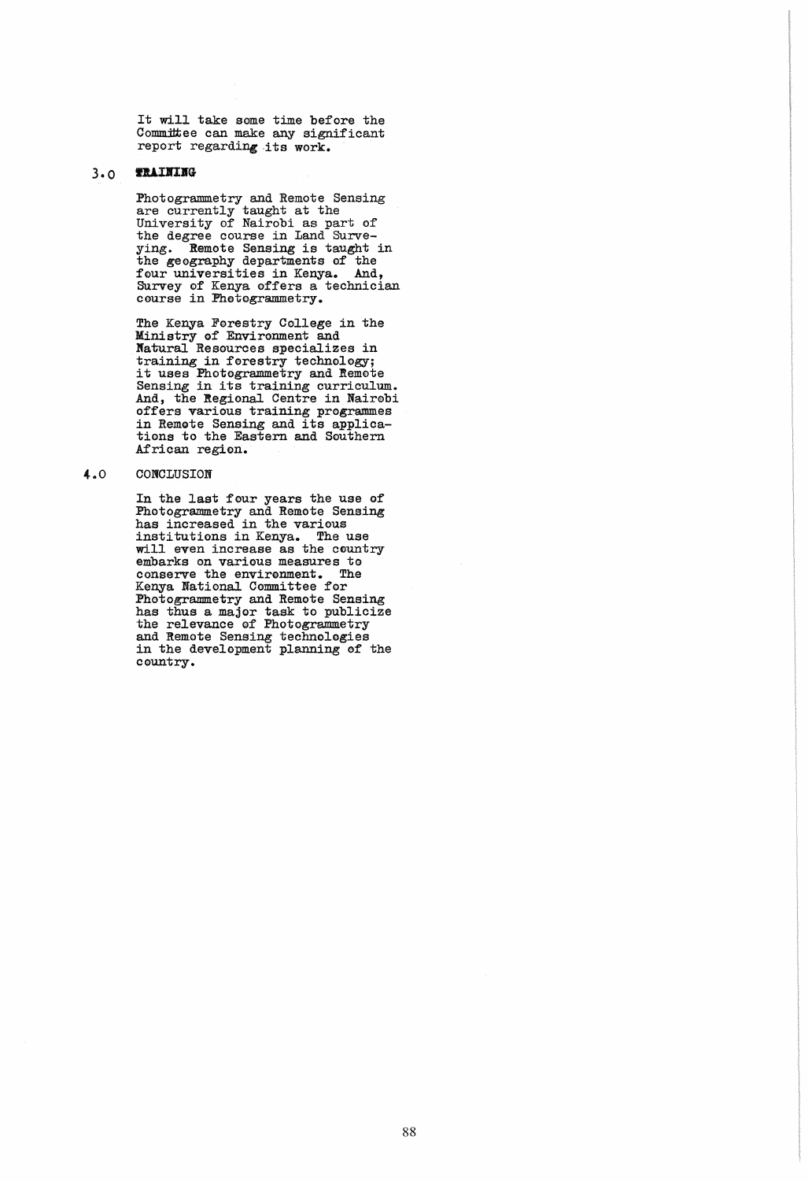It will take some time before the Committee can make any significant report regarding its work.

## 3.0 TRAINING

Photogrammetry and Remote Sensing are currently taught at the University of Nairobi as part of the degree course in Land Surveying. Remote Sensing is taught in the geography departments of the four universities in Kenya. And, Survey of Kenya offers a technician course in Photogrammetry.

The Kenya Forestry College in the Ministry of Environment and Natural Resources specializes in training in forestry technology; it uses Photogrammetry and Remote Sensing in its training curriculum. And, the Regional Centre in Nairobi offers various training programmes in Remote Sensing and its applications to the Eastern and Southern African region.

## 4.0 CONCLUSION

In the last four years the use of Photogrammetry and Remote Sensing has increased in the various institutions in Kenya. The use will even increase as the country embarks on various measures to conserve the environment. The Kenya National Committee for Photogrammetry and Remote Sensing has thus a major task to publicize the relevance of Photogrammetry and Remote Sensing technologies in the development planning of the country.